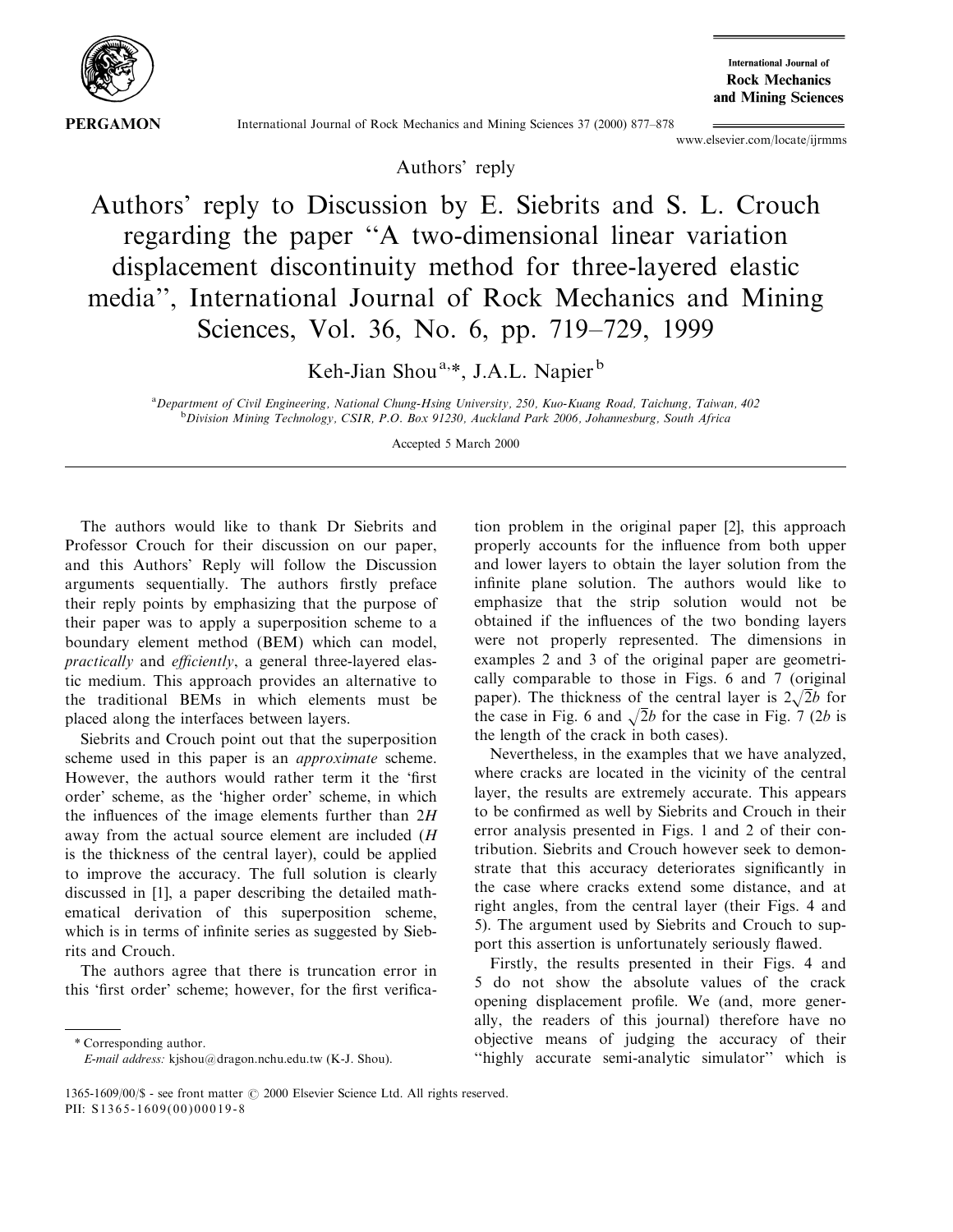Authors' reply

# Authors' reply to Discussion by E. Siebrits and S. L. Crouch regarding the paper "A two-dimensional linear variation displacement discontinuity method for three-layered elastic media", International Journal of Rock Mechanics and Mining Sciences, Vol. 36, No. 6, pp. 719–729, 1999

Keh-Jian Shou[a,*], J.A.L. Napier[b]

[a]Department of Civil Engineering, National Chung-Hsing University, 250, Kuo-Kuang Road, Taichung, Taiwan, 402

[b]Division Mining Technology, CSIR, P.O. Box 91230, Auckland Park 2006, Johannesburg, South Africa

Accepted 5 March 2000

---

The authors would like to thank Dr Siebrits and Professor Crouch for their discussion on our paper, and this Authors' Reply will follow the Discussion arguments sequentially. The authors firstly preface their reply points by emphasizing that the purpose of their paper was to apply a superposition scheme to a boundary element method (BEM) which can model, *practically* and *efficiently*, a general three-layered elastic medium. This approach provides an alternative to the traditional BEMs in which elements must be placed along the interfaces between layers.

Siebrits and Crouch point out that the superposition scheme used in this paper is an *approximate* scheme. However, the authors would rather term it the 'first order' scheme, as the 'higher order' scheme, in which the influences of the image elements further than $2H$ away from the actual source element are included ($H$ is the thickness of the central layer), could be applied to improve the accuracy. The full solution is clearly discussed in [1], a paper describing the detailed mathematical derivation of this superposition scheme, which is in terms of infinite series as suggested by Siebrits and Crouch.

The authors agree that there is truncation error in this 'first order' scheme; however, for the first verification problem in the original paper [2], this approach properly accounts for the influence from both upper and lower layers to obtain the layer solution from the infinite plane solution. The authors would like to emphasize that the strip solution would not be obtained if the influences of the two bonding layers were not properly represented. The dimensions in examples 2 and 3 of the original paper are geometrically comparable to those in Figs. 6 and 7 (original paper). The thickness of the central layer is $2\sqrt{2}b$ for the case in Fig. 6 and $\sqrt{2}b$ for the case in Fig. 7 ($2b$ is the length of the crack in both cases).

Nevertheless, in the examples that we have analyzed, where cracks are located in the vicinity of the central layer, the results are extremely accurate. This appears to be confirmed as well by Siebrits and Crouch in their error analysis presented in Figs. 1 and 2 of their contribution. Siebrits and Crouch however seek to demonstrate that this accuracy deteriorates significantly in the case where cracks extend some distance, and at right angles, from the central layer (their Figs. 4 and 5). The argument used by Siebrits and Crouch to support this assertion is unfortunately seriously flawed.

Firstly, the results presented in their Figs. 4 and 5 do not show the absolute values of the crack opening displacement profile. We (and, more generally, the readers of this journal) therefore have no objective means of judging the accuracy of their "highly accurate semi-analytic simulator" which is

* Corresponding author.
E-mail address: kjshou@dragon.nchu.edu.tw (K-J. Shou).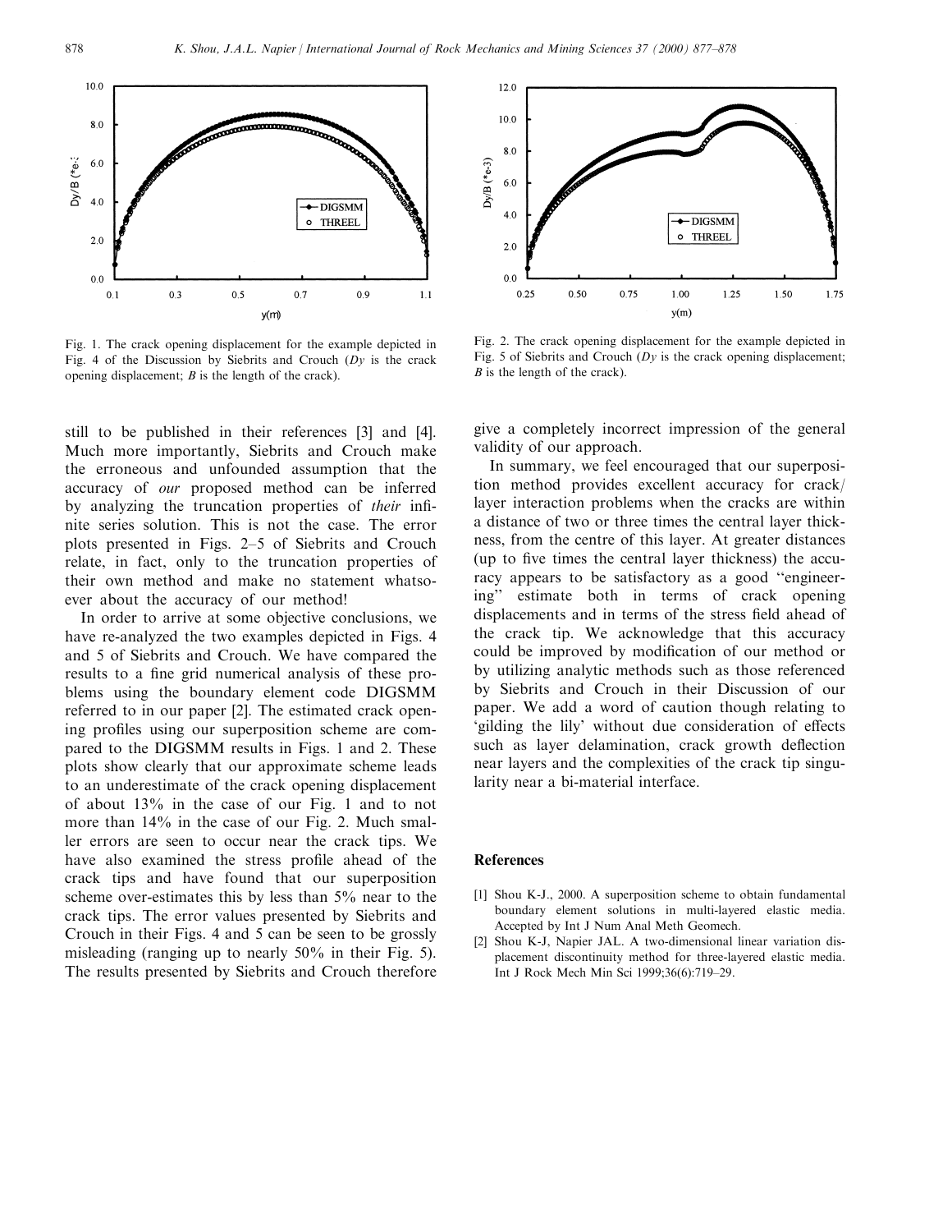10.0

8.0

6.0

Dy/B (*e-3)

4.0

2.0

0.0

0.1 0.3 0.5 0.7 0.9 1.1

y(m)

DIGSMM

THREEL

Fig. 1. The crack opening displacement for the example depicted in Fig. 4 of the Discussion by Siebrits and Crouch ($Dy$ is the crack opening displacement; $B$ is the length of the crack).

12.0

10.0

8.0

6.0

Dy/B (*e-3)

4.0

2.0

0.0

0.25 0.50 0.75 1.00 1.25 1.50 1.75

y(m)

DIGSMM

THREEL

Fig. 2. The crack opening displacement for the example depicted in Fig. 5 of Siebrits and Crouch ($Dy$ is the crack opening displacement; $B$ is the length of the crack).

still to be published in their references [3] and [4]. Much more importantly, Siebrits and Crouch make the erroneous and unfounded assumption that the accuracy of *our* proposed method can be inferred by analyzing the truncation properties of *their* infinite series solution. This is not the case. The error plots presented in Figs. 2–5 of Siebrits and Crouch relate, in fact, only to the truncation properties of their own method and make no statement whatsoever about the accuracy of our method!

In order to arrive at some objective conclusions, we have re-analyzed the two examples depicted in Figs. 4 and 5 of Siebrits and Crouch. We have compared the results to a fine grid numerical analysis of these problems using the boundary element code DIGSMM referred to in our paper [2]. The estimated crack opening profiles using our superposition scheme are compared to the DIGSMM results in Figs. 1 and 2. These plots show clearly that our approximate scheme leads to an underestimate of the crack opening displacement of about 13% in the case of our Fig. 1 and to not more than 14% in the case of our Fig. 2. Much smaller errors are seen to occur near the crack tips. We have also examined the stress profile ahead of the crack tips and have found that our superposition scheme over-estimates this by less than 5% near to the crack tips. The error values presented by Siebrits and Crouch in their Figs. 4 and 5 can be seen to be grossly misleading (ranging up to nearly 50% in their Fig. 5). The results presented by Siebrits and Crouch therefore give a completely incorrect impression of the general validity of our approach.

In summary, we feel encouraged that our superposition method provides excellent accuracy for crack/layer interaction problems when the cracks are within a distance of two or three times the central layer thickness, from the centre of this layer. At greater distances (up to five times the central layer thickness) the accuracy appears to be satisfactory as a good "engineering" estimate both in terms of crack opening displacements and in terms of the stress field ahead of the crack tip. We acknowledge that this accuracy could be improved by modification of our method or by utilizing analytic methods such as those referenced by Siebrits and Crouch in their Discussion of our paper. We add a word of caution though relating to 'gilding the lily' without due consideration of effects such as layer delamination, crack growth deflection near layers and the complexities of the crack tip singularity near a bi-material interface.

## References

[1] Shou K-J., 2000. A superposition scheme to obtain fundamental boundary element solutions in multi-layered elastic media. Accepted by Int J Num Anal Meth Geomech.

[2] Shou K-J, Napier JAL. A two-dimensional linear variation displacement discontinuity method for three-layered elastic media. Int J Rock Mech Min Sci 1999;36(6):719–29.